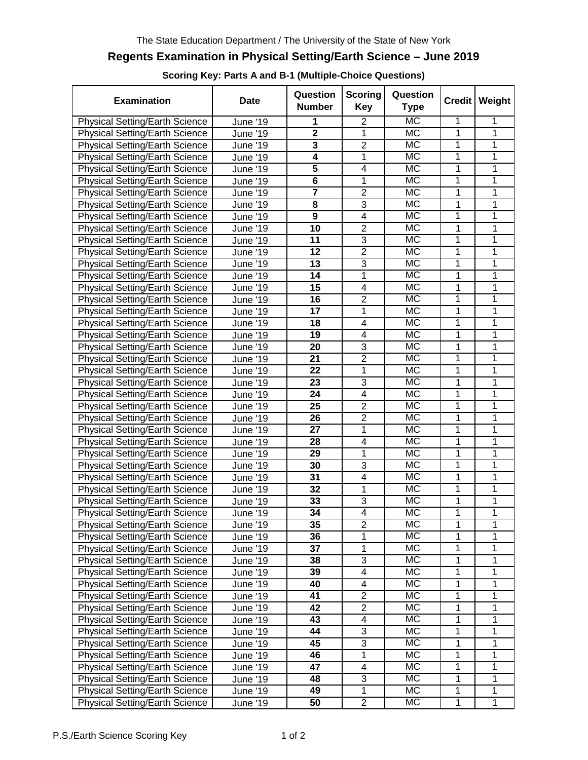The State Education Department / The University of the State of New York

# Regents Examination in Physical Setting/Earth Science – June 2019

## Scoring Key: Parts A and B-1 (Multiple-Choice Questions)

| Examination | Date | Question Number | Scoring Key | Question Type | Credit | Weight |
|---|---|---|---|---|---|---|
| Physical Setting/Earth Science | June '19 | **1** | 2 | MC | 1 | 1 |
| Physical Setting/Earth Science | June '19 | **2** | 1 | MC | 1 | 1 |
| Physical Setting/Earth Science | June '19 | **3** | 2 | MC | 1 | 1 |
| Physical Setting/Earth Science | June '19 | **4** | 1 | MC | 1 | 1 |
| Physical Setting/Earth Science | June '19 | **5** | 4 | MC | 1 | 1 |
| Physical Setting/Earth Science | June '19 | **6** | 1 | MC | 1 | 1 |
| Physical Setting/Earth Science | June '19 | **7** | 2 | MC | 1 | 1 |
| Physical Setting/Earth Science | June '19 | **8** | 3 | MC | 1 | 1 |
| Physical Setting/Earth Science | June '19 | **9** | 4 | MC | 1 | 1 |
| Physical Setting/Earth Science | June '19 | **10** | 2 | MC | 1 | 1 |
| Physical Setting/Earth Science | June '19 | **11** | 3 | MC | 1 | 1 |
| Physical Setting/Earth Science | June '19 | **12** | 2 | MC | 1 | 1 |
| Physical Setting/Earth Science | June '19 | **13** | 3 | MC | 1 | 1 |
| Physical Setting/Earth Science | June '19 | **14** | 1 | MC | 1 | 1 |
| Physical Setting/Earth Science | June '19 | **15** | 4 | MC | 1 | 1 |
| Physical Setting/Earth Science | June '19 | **16** | 2 | MC | 1 | 1 |
| Physical Setting/Earth Science | June '19 | **17** | 1 | MC | 1 | 1 |
| Physical Setting/Earth Science | June '19 | **18** | 4 | MC | 1 | 1 |
| Physical Setting/Earth Science | June '19 | **19** | 4 | MC | 1 | 1 |
| Physical Setting/Earth Science | June '19 | **20** | 3 | MC | 1 | 1 |
| Physical Setting/Earth Science | June '19 | **21** | 2 | MC | 1 | 1 |
| Physical Setting/Earth Science | June '19 | **22** | 1 | MC | 1 | 1 |
| Physical Setting/Earth Science | June '19 | **23** | 3 | MC | 1 | 1 |
| Physical Setting/Earth Science | June '19 | **24** | 4 | MC | 1 | 1 |
| Physical Setting/Earth Science | June '19 | **25** | 2 | MC | 1 | 1 |
| Physical Setting/Earth Science | June '19 | **26** | 2 | MC | 1 | 1 |
| Physical Setting/Earth Science | June '19 | **27** | 1 | MC | 1 | 1 |
| Physical Setting/Earth Science | June '19 | **28** | 4 | MC | 1 | 1 |
| Physical Setting/Earth Science | June '19 | **29** | 1 | MC | 1 | 1 |
| Physical Setting/Earth Science | June '19 | **30** | 3 | MC | 1 | 1 |
| Physical Setting/Earth Science | June '19 | **31** | 4 | MC | 1 | 1 |
| Physical Setting/Earth Science | June '19 | **32** | 1 | MC | 1 | 1 |
| Physical Setting/Earth Science | June '19 | **33** | 3 | MC | 1 | 1 |
| Physical Setting/Earth Science | June '19 | **34** | 4 | MC | 1 | 1 |
| Physical Setting/Earth Science | June '19 | **35** | 2 | MC | 1 | 1 |
| Physical Setting/Earth Science | June '19 | **36** | 1 | MC | 1 | 1 |
| Physical Setting/Earth Science | June '19 | **37** | 1 | MC | 1 | 1 |
| Physical Setting/Earth Science | June '19 | **38** | 3 | MC | 1 | 1 |
| Physical Setting/Earth Science | June '19 | **39** | 4 | MC | 1 | 1 |
| Physical Setting/Earth Science | June '19 | **40** | 4 | MC | 1 | 1 |
| Physical Setting/Earth Science | June '19 | **41** | 2 | MC | 1 | 1 |
| Physical Setting/Earth Science | June '19 | **42** | 2 | MC | 1 | 1 |
| Physical Setting/Earth Science | June '19 | **43** | 4 | MC | 1 | 1 |
| Physical Setting/Earth Science | June '19 | **44** | 3 | MC | 1 | 1 |
| Physical Setting/Earth Science | June '19 | **45** | 3 | MC | 1 | 1 |
| Physical Setting/Earth Science | June '19 | **46** | 1 | MC | 1 | 1 |
| Physical Setting/Earth Science | June '19 | **47** | 4 | MC | 1 | 1 |
| Physical Setting/Earth Science | June '19 | **48** | 3 | MC | 1 | 1 |
| Physical Setting/Earth Science | June '19 | **49** | 1 | MC | 1 | 1 |
| Physical Setting/Earth Science | June '19 | **50** | 2 | MC | 1 | 1 |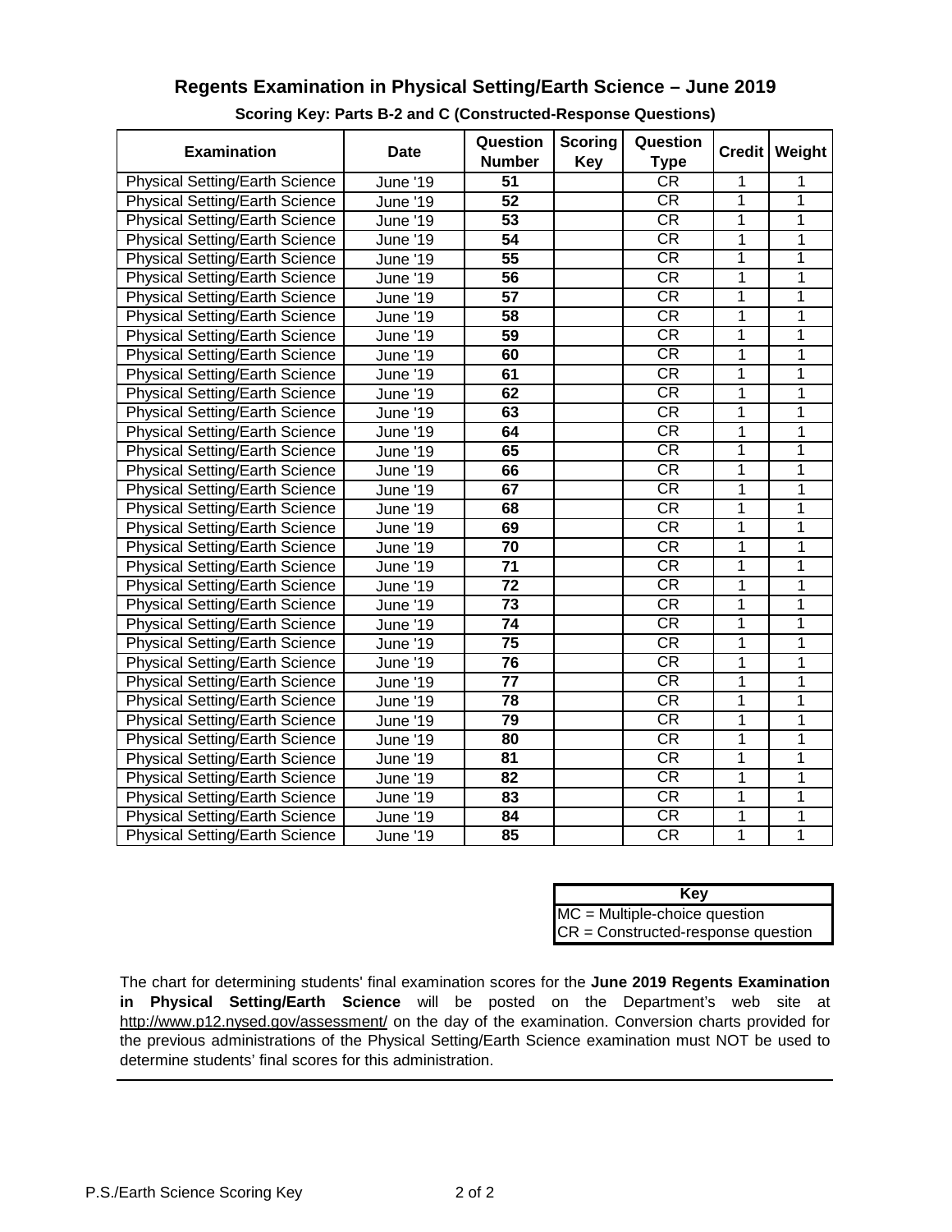## Regents Examination in Physical Setting/Earth Science – June 2019

**Scoring Key: Parts B-2 and C (Constructed-Response Questions)**

| Examination | Date | Question Number | Scoring Key | Question Type | Credit | Weight |
|---|---|---|---|---|---|---|
| Physical Setting/Earth Science | June '19 | 51 | | CR | 1 | 1 |
| Physical Setting/Earth Science | June '19 | 52 | | CR | 1 | 1 |
| Physical Setting/Earth Science | June '19 | 53 | | CR | 1 | 1 |
| Physical Setting/Earth Science | June '19 | 54 | | CR | 1 | 1 |
| Physical Setting/Earth Science | June '19 | 55 | | CR | 1 | 1 |
| Physical Setting/Earth Science | June '19 | 56 | | CR | 1 | 1 |
| Physical Setting/Earth Science | June '19 | 57 | | CR | 1 | 1 |
| Physical Setting/Earth Science | June '19 | 58 | | CR | 1 | 1 |
| Physical Setting/Earth Science | June '19 | 59 | | CR | 1 | 1 |
| Physical Setting/Earth Science | June '19 | 60 | | CR | 1 | 1 |
| Physical Setting/Earth Science | June '19 | 61 | | CR | 1 | 1 |
| Physical Setting/Earth Science | June '19 | 62 | | CR | 1 | 1 |
| Physical Setting/Earth Science | June '19 | 63 | | CR | 1 | 1 |
| Physical Setting/Earth Science | June '19 | 64 | | CR | 1 | 1 |
| Physical Setting/Earth Science | June '19 | 65 | | CR | 1 | 1 |
| Physical Setting/Earth Science | June '19 | 66 | | CR | 1 | 1 |
| Physical Setting/Earth Science | June '19 | 67 | | CR | 1 | 1 |
| Physical Setting/Earth Science | June '19 | 68 | | CR | 1 | 1 |
| Physical Setting/Earth Science | June '19 | 69 | | CR | 1 | 1 |
| Physical Setting/Earth Science | June '19 | 70 | | CR | 1 | 1 |
| Physical Setting/Earth Science | June '19 | 71 | | CR | 1 | 1 |
| Physical Setting/Earth Science | June '19 | 72 | | CR | 1 | 1 |
| Physical Setting/Earth Science | June '19 | 73 | | CR | 1 | 1 |
| Physical Setting/Earth Science | June '19 | 74 | | CR | 1 | 1 |
| Physical Setting/Earth Science | June '19 | 75 | | CR | 1 | 1 |
| Physical Setting/Earth Science | June '19 | 76 | | CR | 1 | 1 |
| Physical Setting/Earth Science | June '19 | 77 | | CR | 1 | 1 |
| Physical Setting/Earth Science | June '19 | 78 | | CR | 1 | 1 |
| Physical Setting/Earth Science | June '19 | 79 | | CR | 1 | 1 |
| Physical Setting/Earth Science | June '19 | 80 | | CR | 1 | 1 |
| Physical Setting/Earth Science | June '19 | 81 | | CR | 1 | 1 |
| Physical Setting/Earth Science | June '19 | 82 | | CR | 1 | 1 |
| Physical Setting/Earth Science | June '19 | 83 | | CR | 1 | 1 |
| Physical Setting/Earth Science | June '19 | 84 | | CR | 1 | 1 |
| Physical Setting/Earth Science | June '19 | 85 | | CR | 1 | 1 |

| Key |
|---|
| MC = Multiple-choice question |
| CR = Constructed-response question |

The chart for determining students' final examination scores for the **June 2019 Regents Examination in Physical Setting/Earth Science** will be posted on the Department's web site at http://www.p12.nysed.gov/assessment/ on the day of the examination. Conversion charts provided for the previous administrations of the Physical Setting/Earth Science examination must NOT be used to determine students' final scores for this administration.